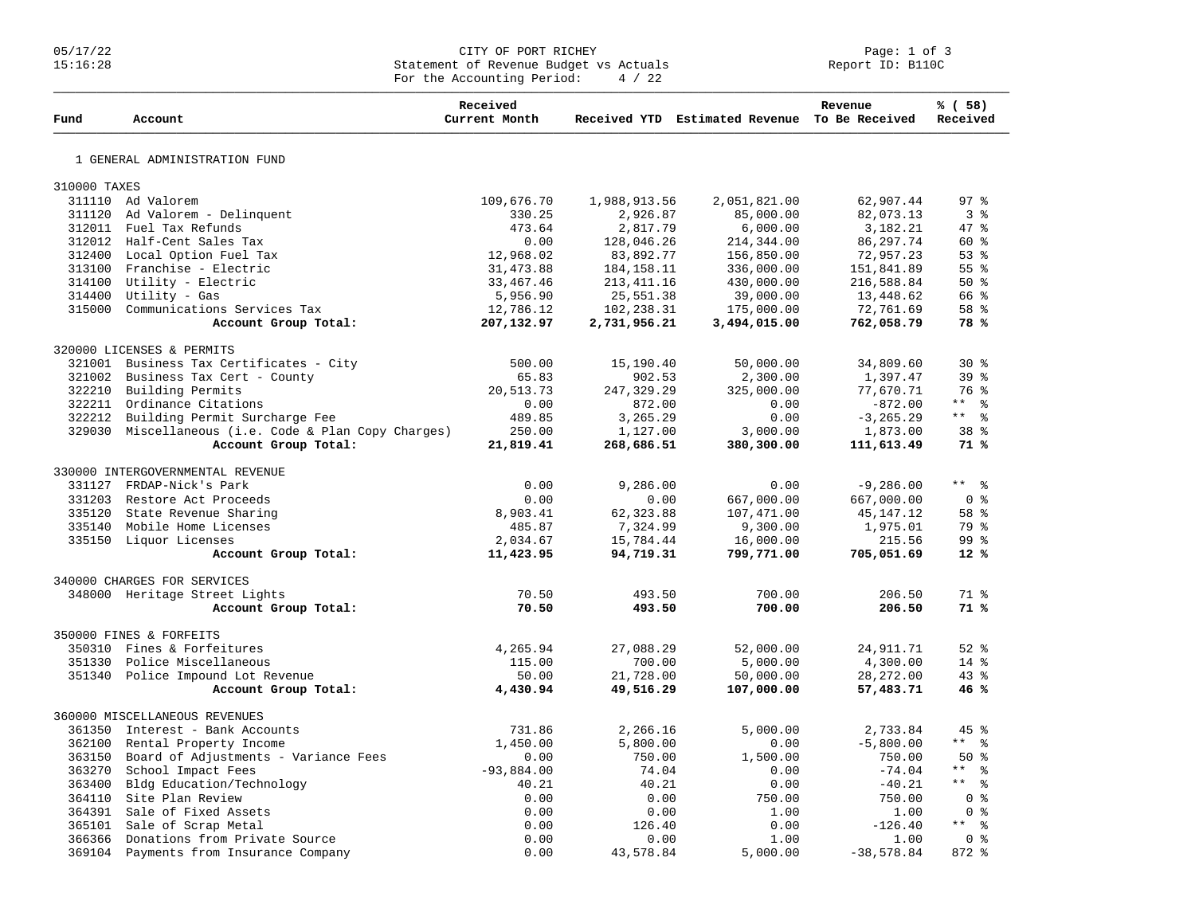CITY OF PORT RICHEY
Statement of Revenue Budget vs Actuals
For the Accounting Period: 4 / 22

05/17/22
15:16:28

Report ID: B110C

| Fund | Account | Received Current Month | Received YTD | Estimated Revenue | Revenue To Be Received | % ( 58) Received |
|---|---|---|---|---|---|---|
| 1 GENERAL ADMINISTRATION FUND | | | | | | |
| 310000 TAXES | | | | | | |
| 311110 | Ad Valorem | 109,676.70 | 1,988,913.56 | 2,051,821.00 | 62,907.44 | 97 % |
| 311120 | Ad Valorem - Delinquent | 330.25 | 2,926.87 | 85,000.00 | 82,073.13 | 3 % |
| 312011 | Fuel Tax Refunds | 473.64 | 2,817.79 | 6,000.00 | 3,182.21 | 47 % |
| 312012 | Half-Cent Sales Tax | 0.00 | 128,046.26 | 214,344.00 | 86,297.74 | 60 % |
| 312400 | Local Option Fuel Tax | 12,968.02 | 83,892.77 | 156,850.00 | 72,957.23 | 53 % |
| 313100 | Franchise - Electric | 31,473.88 | 184,158.11 | 336,000.00 | 151,841.89 | 55 % |
| 314100 | Utility - Electric | 33,467.46 | 213,411.16 | 430,000.00 | 216,588.84 | 50 % |
| 314400 | Utility - Gas | 5,956.90 | 25,551.38 | 39,000.00 | 13,448.62 | 66 % |
| 315000 | Communications Services Tax | 12,786.12 | 102,238.31 | 175,000.00 | 72,761.69 | 58 % |
| | **Account Group Total:** | **207,132.97** | **2,731,956.21** | **3,494,015.00** | **762,058.79** | **78 %** |
| 320000 LICENSES & PERMITS | | | | | | |
| 321001 | Business Tax Certificates - City | 500.00 | 15,190.40 | 50,000.00 | 34,809.60 | 30 % |
| 321002 | Business Tax Cert - County | 65.83 | 902.53 | 2,300.00 | 1,397.47 | 39 % |
| 322210 | Building Permits | 20,513.73 | 247,329.29 | 325,000.00 | 77,670.71 | 76 % |
| 322211 | Ordinance Citations | 0.00 | 872.00 | 0.00 | -872.00 | ** % |
| 322212 | Building Permit Surcharge Fee | 489.85 | 3,265.29 | 0.00 | -3,265.29 | ** % |
| 329030 | Miscellaneous (i.e. Code & Plan Copy Charges) | 250.00 | 1,127.00 | 3,000.00 | 1,873.00 | 38 % |
| | **Account Group Total:** | **21,819.41** | **268,686.51** | **380,300.00** | **111,613.49** | **71 %** |
| 330000 INTERGOVERNMENTAL REVENUE | | | | | | |
| 331127 | FRDAP-Nick's Park | 0.00 | 9,286.00 | 0.00 | -9,286.00 | ** % |
| 331203 | Restore Act Proceeds | 0.00 | 0.00 | 667,000.00 | 667,000.00 | 0 % |
| 335120 | State Revenue Sharing | 8,903.41 | 62,323.88 | 107,471.00 | 45,147.12 | 58 % |
| 335140 | Mobile Home Licenses | 485.87 | 7,324.99 | 9,300.00 | 1,975.01 | 79 % |
| 335150 | Liquor Licenses | 2,034.67 | 15,784.44 | 16,000.00 | 215.56 | 99 % |
| | **Account Group Total:** | **11,423.95** | **94,719.31** | **799,771.00** | **705,051.69** | **12 %** |
| 340000 CHARGES FOR SERVICES | | | | | | |
| 348000 | Heritage Street Lights | 70.50 | 493.50 | 700.00 | 206.50 | 71 % |
| | **Account Group Total:** | **70.50** | **493.50** | **700.00** | **206.50** | **71 %** |
| 350000 FINES & FORFEITS | | | | | | |
| 350310 | Fines & Forfeitures | 4,265.94 | 27,088.29 | 52,000.00 | 24,911.71 | 52 % |
| 351330 | Police Miscellaneous | 115.00 | 700.00 | 5,000.00 | 4,300.00 | 14 % |
| 351340 | Police Impound Lot Revenue | 50.00 | 21,728.00 | 50,000.00 | 28,272.00 | 43 % |
| | **Account Group Total:** | **4,430.94** | **49,516.29** | **107,000.00** | **57,483.71** | **46 %** |
| 360000 MISCELLANEOUS REVENUES | | | | | | |
| 361350 | Interest - Bank Accounts | 731.86 | 2,266.16 | 5,000.00 | 2,733.84 | 45 % |
| 362100 | Rental Property Income | 1,450.00 | 5,800.00 | 0.00 | -5,800.00 | ** % |
| 363150 | Board of Adjustments - Variance Fees | 0.00 | 750.00 | 1,500.00 | 750.00 | 50 % |
| 363270 | School Impact Fees | -93,884.00 | 74.04 | 0.00 | -74.04 | ** % |
| 363400 | Bldg Education/Technology | 40.21 | 40.21 | 0.00 | -40.21 | ** % |
| 364110 | Site Plan Review | 0.00 | 0.00 | 750.00 | 750.00 | 0 % |
| 364391 | Sale of Fixed Assets | 0.00 | 0.00 | 1.00 | 1.00 | 0 % |
| 365101 | Sale of Scrap Metal | 0.00 | 126.40 | 0.00 | -126.40 | ** % |
| 366366 | Donations from Private Source | 0.00 | 0.00 | 1.00 | 1.00 | 0 % |
| 369104 | Payments from Insurance Company | 0.00 | 43,578.84 | 5,000.00 | -38,578.84 | 872 % |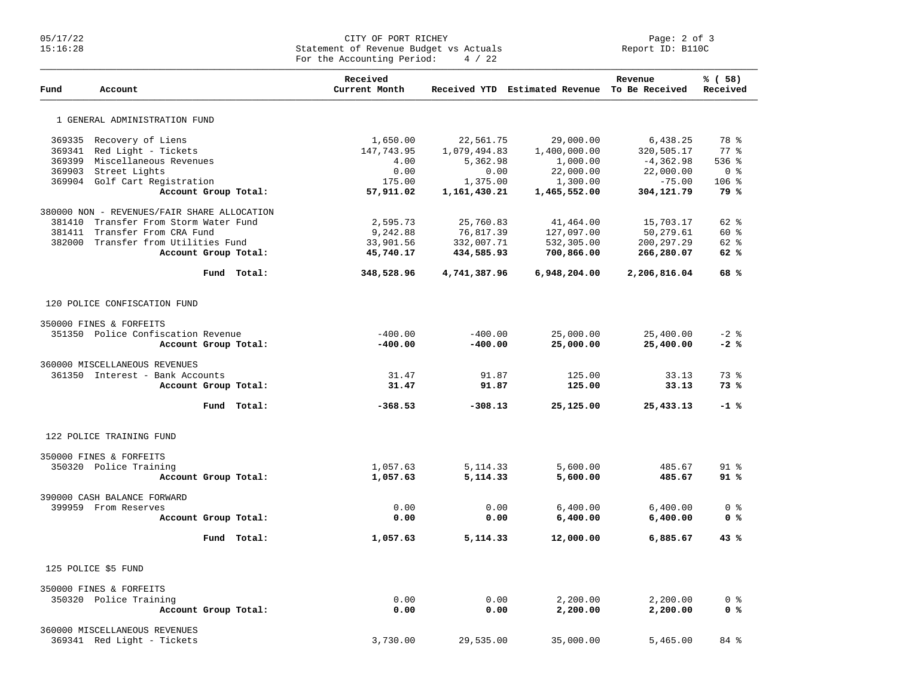CITY OF PORT RICHEY
Statement of Revenue Budget vs Actuals
For the Accounting Period: 4 / 22

05/17/22 15:16:28 — Report ID: B110C

| Fund | Account | Received Current Month | Received YTD | Estimated Revenue | Revenue To Be Received | % ( 58) Received |
|---|---|---|---|---|---|---|
| **1 GENERAL ADMINISTRATION FUND** | | | | | | |
| 369335 | Recovery of Liens | 1,650.00 | 22,561.75 | 29,000.00 | 6,438.25 | 78 % |
| 369341 | Red Light - Tickets | 147,743.95 | 1,079,494.83 | 1,400,000.00 | 320,505.17 | 77 % |
| 369399 | Miscellaneous Revenues | 4.00 | 5,362.98 | 1,000.00 | -4,362.98 | 536 % |
| 369903 | Street Lights | 0.00 | 0.00 | 22,000.00 | 22,000.00 | 0 % |
| 369904 | Golf Cart Registration | 175.00 | 1,375.00 | 1,300.00 | -75.00 | 106 % |
| | **Account Group Total:** | **57,911.02** | **1,161,430.21** | **1,465,552.00** | **304,121.79** | **79 %** |
| 380000 NON - REVENUES/FAIR SHARE ALLOCATION | | | | | | |
| 381410 | Transfer From Storm Water Fund | 2,595.73 | 25,760.83 | 41,464.00 | 15,703.17 | 62 % |
| 381411 | Transfer From CRA Fund | 9,242.88 | 76,817.39 | 127,097.00 | 50,279.61 | 60 % |
| 382000 | Transfer from Utilities Fund | 33,901.56 | 332,007.71 | 532,305.00 | 200,297.29 | 62 % |
| | **Account Group Total:** | **45,740.17** | **434,585.93** | **700,866.00** | **266,280.07** | **62 %** |
| | **Fund Total:** | **348,528.96** | **4,741,387.96** | **6,948,204.00** | **2,206,816.04** | **68 %** |
| **120 POLICE CONFISCATION FUND** | | | | | | |
| 350000 FINES & FORFEITS | | | | | | |
| 351350 | Police Confiscation Revenue | -400.00 | -400.00 | 25,000.00 | 25,400.00 | -2 % |
| | **Account Group Total:** | **-400.00** | **-400.00** | **25,000.00** | **25,400.00** | **-2 %** |
| 360000 MISCELLANEOUS REVENUES | | | | | | |
| 361350 | Interest - Bank Accounts | 31.47 | 91.87 | 125.00 | 33.13 | 73 % |
| | **Account Group Total:** | **31.47** | **91.87** | **125.00** | **33.13** | **73 %** |
| | **Fund Total:** | **-368.53** | **-308.13** | **25,125.00** | **25,433.13** | **-1 %** |
| **122 POLICE TRAINING FUND** | | | | | | |
| 350000 FINES & FORFEITS | | | | | | |
| 350320 | Police Training | 1,057.63 | 5,114.33 | 5,600.00 | 485.67 | 91 % |
| | **Account Group Total:** | **1,057.63** | **5,114.33** | **5,600.00** | **485.67** | **91 %** |
| 390000 CASH BALANCE FORWARD | | | | | | |
| 399959 | From Reserves | 0.00 | 0.00 | 6,400.00 | 6,400.00 | 0 % |
| | **Account Group Total:** | **0.00** | **0.00** | **6,400.00** | **6,400.00** | **0 %** |
| | **Fund Total:** | **1,057.63** | **5,114.33** | **12,000.00** | **6,885.67** | **43 %** |
| **125 POLICE $5 FUND** | | | | | | |
| 350000 FINES & FORFEITS | | | | | | |
| 350320 | Police Training | 0.00 | 0.00 | 2,200.00 | 2,200.00 | 0 % |
| | **Account Group Total:** | **0.00** | **0.00** | **2,200.00** | **2,200.00** | **0 %** |
| 360000 MISCELLANEOUS REVENUES | | | | | | |
| 369341 | Red Light - Tickets | 3,730.00 | 29,535.00 | 35,000.00 | 5,465.00 | 84 % |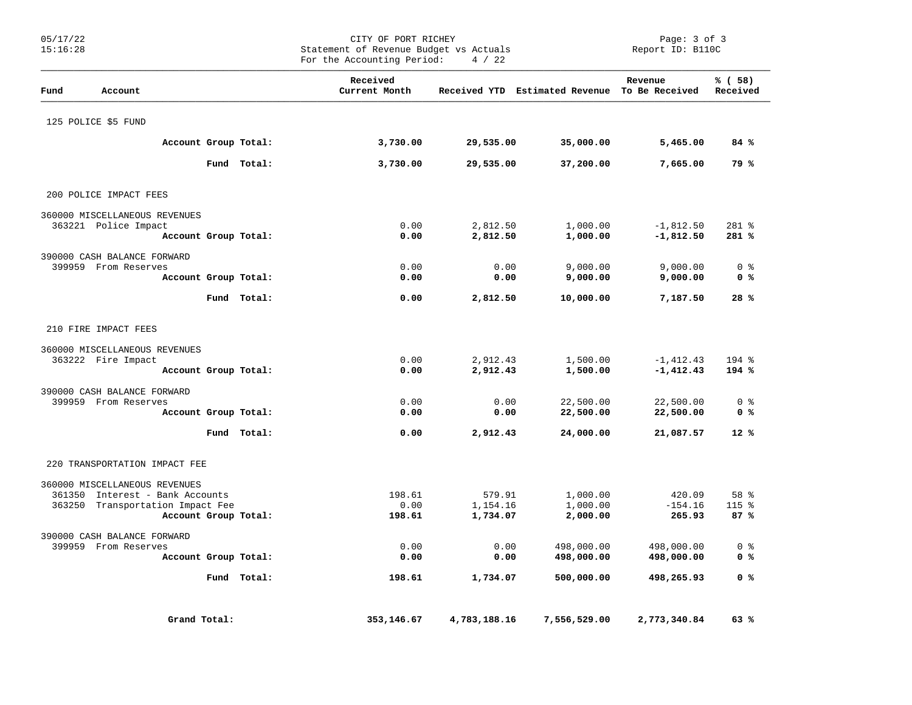CITY OF PORT RICHEY
Statement of Revenue Budget vs Actuals
For the Accounting Period: 4 / 22

Report ID: B110C

| Fund | Account | Received Current Month | Received YTD | Estimated Revenue | Revenue To Be Received | % ( 58) Received |
|---|---|---|---|---|---|---|
| 125 POLICE $5 FUND | | | | | | |
| | **Account Group Total:** | **3,730.00** | **29,535.00** | **35,000.00** | **5,465.00** | **84 %** |
| | **Fund Total:** | **3,730.00** | **29,535.00** | **37,200.00** | **7,665.00** | **79 %** |
| 200 POLICE IMPACT FEES | | | | | | |
| 360000 MISCELLANEOUS REVENUES | | | | | | |
| 363221 | Police Impact | 0.00 | 2,812.50 | 1,000.00 | -1,812.50 | 281 % |
| | **Account Group Total:** | **0.00** | **2,812.50** | **1,000.00** | **-1,812.50** | **281 %** |
| 390000 CASH BALANCE FORWARD | | | | | | |
| 399959 | From Reserves | 0.00 | 0.00 | 9,000.00 | 9,000.00 | 0 % |
| | **Account Group Total:** | **0.00** | **0.00** | **9,000.00** | **9,000.00** | **0 %** |
| | **Fund Total:** | **0.00** | **2,812.50** | **10,000.00** | **7,187.50** | **28 %** |
| 210 FIRE IMPACT FEES | | | | | | |
| 360000 MISCELLANEOUS REVENUES | | | | | | |
| 363222 | Fire Impact | 0.00 | 2,912.43 | 1,500.00 | -1,412.43 | 194 % |
| | **Account Group Total:** | **0.00** | **2,912.43** | **1,500.00** | **-1,412.43** | **194 %** |
| 390000 CASH BALANCE FORWARD | | | | | | |
| 399959 | From Reserves | 0.00 | 0.00 | 22,500.00 | 22,500.00 | 0 % |
| | **Account Group Total:** | **0.00** | **0.00** | **22,500.00** | **22,500.00** | **0 %** |
| | **Fund Total:** | **0.00** | **2,912.43** | **24,000.00** | **21,087.57** | **12 %** |
| 220 TRANSPORTATION IMPACT FEE | | | | | | |
| 360000 MISCELLANEOUS REVENUES | | | | | | |
| 361350 | Interest - Bank Accounts | 198.61 | 579.91 | 1,000.00 | 420.09 | 58 % |
| 363250 | Transportation Impact Fee | 0.00 | 1,154.16 | 1,000.00 | -154.16 | 115 % |
| | **Account Group Total:** | **198.61** | **1,734.07** | **2,000.00** | **265.93** | **87 %** |
| 390000 CASH BALANCE FORWARD | | | | | | |
| 399959 | From Reserves | 0.00 | 0.00 | 498,000.00 | 498,000.00 | 0 % |
| | **Account Group Total:** | **0.00** | **0.00** | **498,000.00** | **498,000.00** | **0 %** |
| | **Fund Total:** | **198.61** | **1,734.07** | **500,000.00** | **498,265.93** | **0 %** |
| | **Grand Total:** | **353,146.67** | **4,783,188.16** | **7,556,529.00** | **2,773,340.84** | **63 %** |